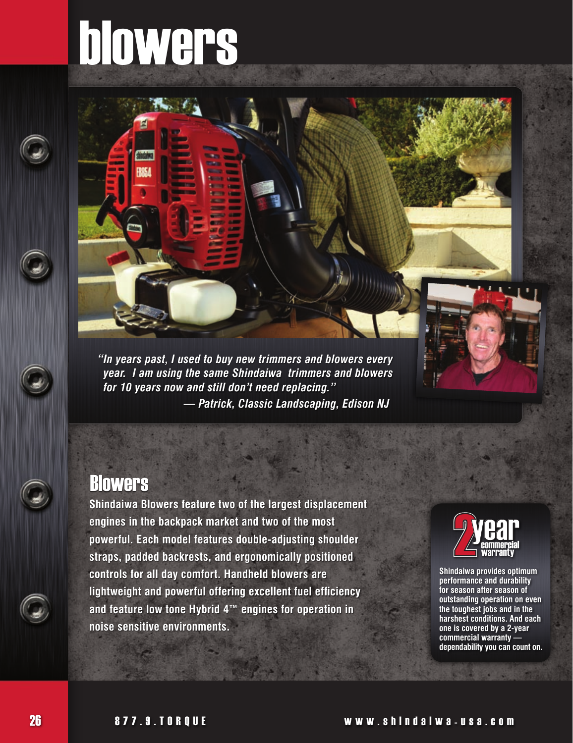# blowers

*"In years past, I used to buy new trimmers and blowers every year. I am using the same Shindaiwa trimmers and blowers for 10 years now and still don't need replacing."*
*— Patrick, Classic Landscaping, Edison NJ*

## Blowers

**Shindaiwa Blowers feature two of the largest displacement engines in the backpack market and two of the most powerful. Each model features double-adjusting shoulder straps, padded backrests, and ergonomically positioned controls for all day comfort. Handheld blowers are lightweight and powerful offering excellent fuel efficiency and feature low tone Hybrid 4™ engines for operation in noise sensitive environments.**

**2 year commercial warranty**

**Shindaiwa provides optimum performance and durability for season after season of outstanding operation on even the toughest jobs and in the harshest conditions. And each one is covered by a 2-year commercial warranty — dependability you can count on.**

877.9.TORQUE www.shindaiwa-usa.com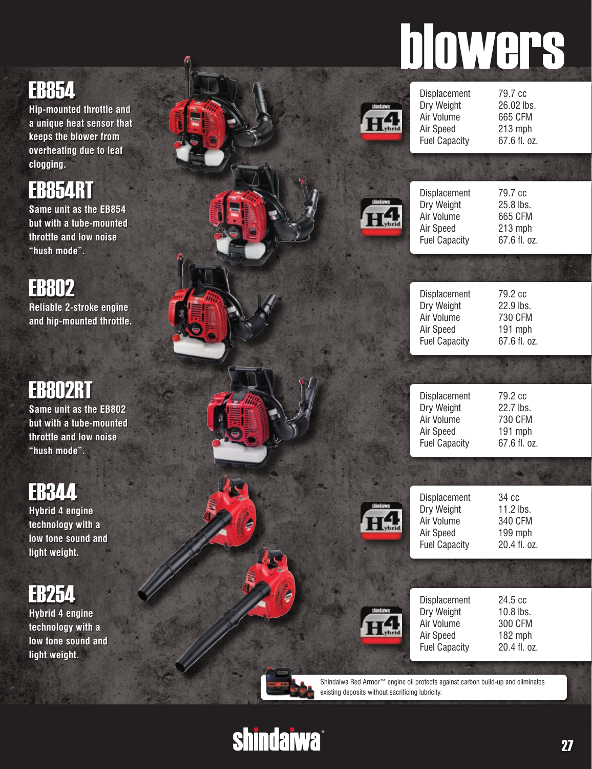# blowers

## EB854

Hip-mounted throttle and a unique heat sensor that keeps the blower from overheating due to leaf clogging.

| | |
|---|---|
| Displacement | 79.7 cc |
| Dry Weight | 26.02 lbs. |
| Air Volume | 665 CFM |
| Air Speed | 213 mph |
| Fuel Capacity | 67.6 fl. oz. |

## EB854RT

Same unit as the EB854 but with a tube-mounted throttle and low noise "hush mode".

| | |
|---|---|
| Displacement | 79.7 cc |
| Dry Weight | 25.8 lbs. |
| Air Volume | 665 CFM |
| Air Speed | 213 mph |
| Fuel Capacity | 67.6 fl. oz. |

## EB802

Reliable 2-stroke engine and hip-mounted throttle.

| | |
|---|---|
| Displacement | 79.2 cc |
| Dry Weight | 22.9 lbs. |
| Air Volume | 730 CFM |
| Air Speed | 191 mph |
| Fuel Capacity | 67.6 fl. oz. |

## EB802RT

Same unit as the EB802 but with a tube-mounted throttle and low noise "hush mode".

| | |
|---|---|
| Displacement | 79.2 cc |
| Dry Weight | 22.7 lbs. |
| Air Volume | 730 CFM |
| Air Speed | 191 mph |
| Fuel Capacity | 67.6 fl. oz. |

## EB344

Hybrid 4 engine technology with a low tone sound and light weight.

| | |
|---|---|
| Displacement | 34 cc |
| Dry Weight | 11.2 lbs. |
| Air Volume | 340 CFM |
| Air Speed | 199 mph |
| Fuel Capacity | 20.4 fl. oz. |

## EB254

Hybrid 4 engine technology with a low tone sound and light weight.

| | |
|---|---|
| Displacement | 24.5 cc |
| Dry Weight | 10.8 lbs. |
| Air Volume | 300 CFM |
| Air Speed | 182 mph |
| Fuel Capacity | 20.4 fl. oz. |

Shindaiwa Red Armor™ engine oil protects against carbon build-up and eliminates existing deposits without sacrificing lubricity.

shindaiwa®